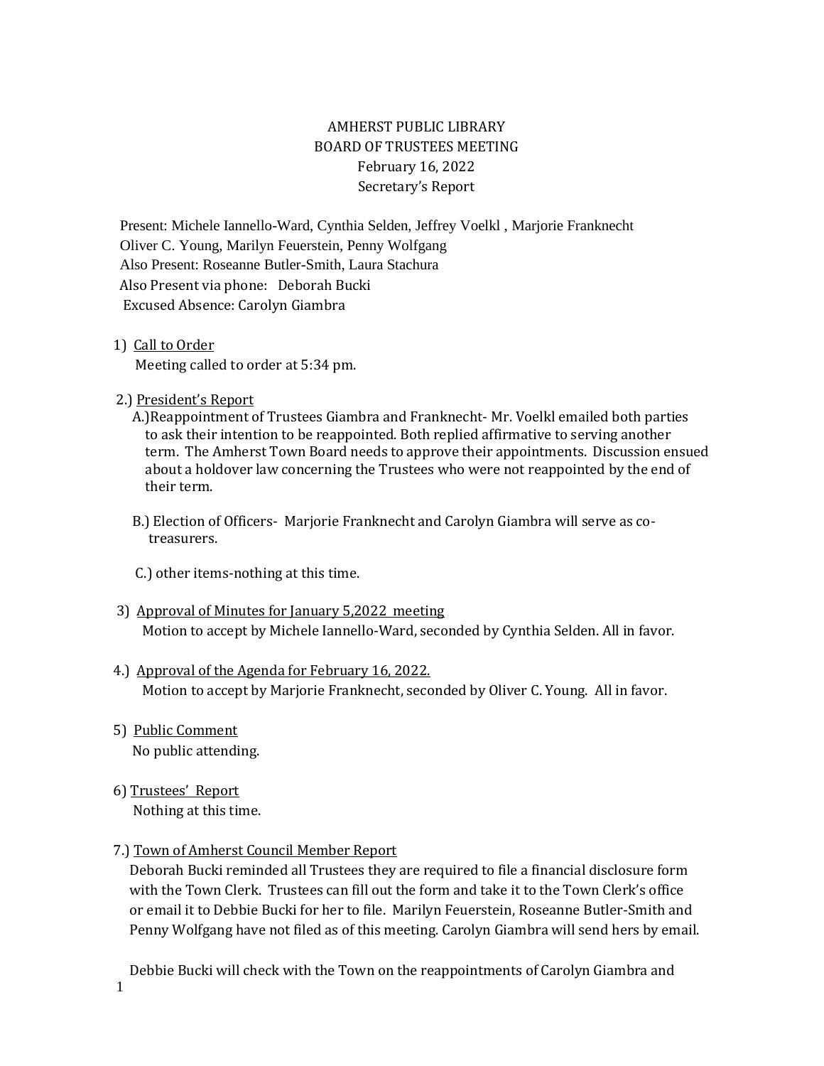# AMHERST PUBLIC LIBRARY
## BOARD OF TRUSTEES MEETING
### February 16, 2022
### Secretary's Report

Present: Michele Iannello-Ward, Cynthia Selden, Jeffrey Voelkl , Marjorie Franknecht
Oliver C. Young, Marilyn Feuerstein, Penny Wolfgang
Also Present: Roseanne Butler-Smith, Laura Stachura
Also Present via phone: Deborah Bucki
Excused Absence: Carolyn Giambra

1) Call to Order

Meeting called to order at 5:34 pm.

2.) President's Report

A.)Reappointment of Trustees Giambra and Franknecht- Mr. Voelkl emailed both parties to ask their intention to be reappointed. Both replied affirmative to serving another term. The Amherst Town Board needs to approve their appointments. Discussion ensued about a holdover law concerning the Trustees who were not reappointed by the end of their term.

B.) Election of Officers- Marjorie Franknecht and Carolyn Giambra will serve as co-treasurers.

C.) other items-nothing at this time.

3) Approval of Minutes for January 5,2022 meeting

Motion to accept by Michele Iannello-Ward, seconded by Cynthia Selden. All in favor.

4.) Approval of the Agenda for February 16, 2022.

Motion to accept by Marjorie Franknecht, seconded by Oliver C. Young. All in favor.

5) Public Comment

No public attending.

6) Trustees' Report

Nothing at this time.

7.) Town of Amherst Council Member Report

Deborah Bucki reminded all Trustees they are required to file a financial disclosure form with the Town Clerk. Trustees can fill out the form and take it to the Town Clerk's office or email it to Debbie Bucki for her to file. Marilyn Feuerstein, Roseanne Butler-Smith and Penny Wolfgang have not filed as of this meeting. Carolyn Giambra will send hers by email.

Debbie Bucki will check with the Town on the reappointments of Carolyn Giambra and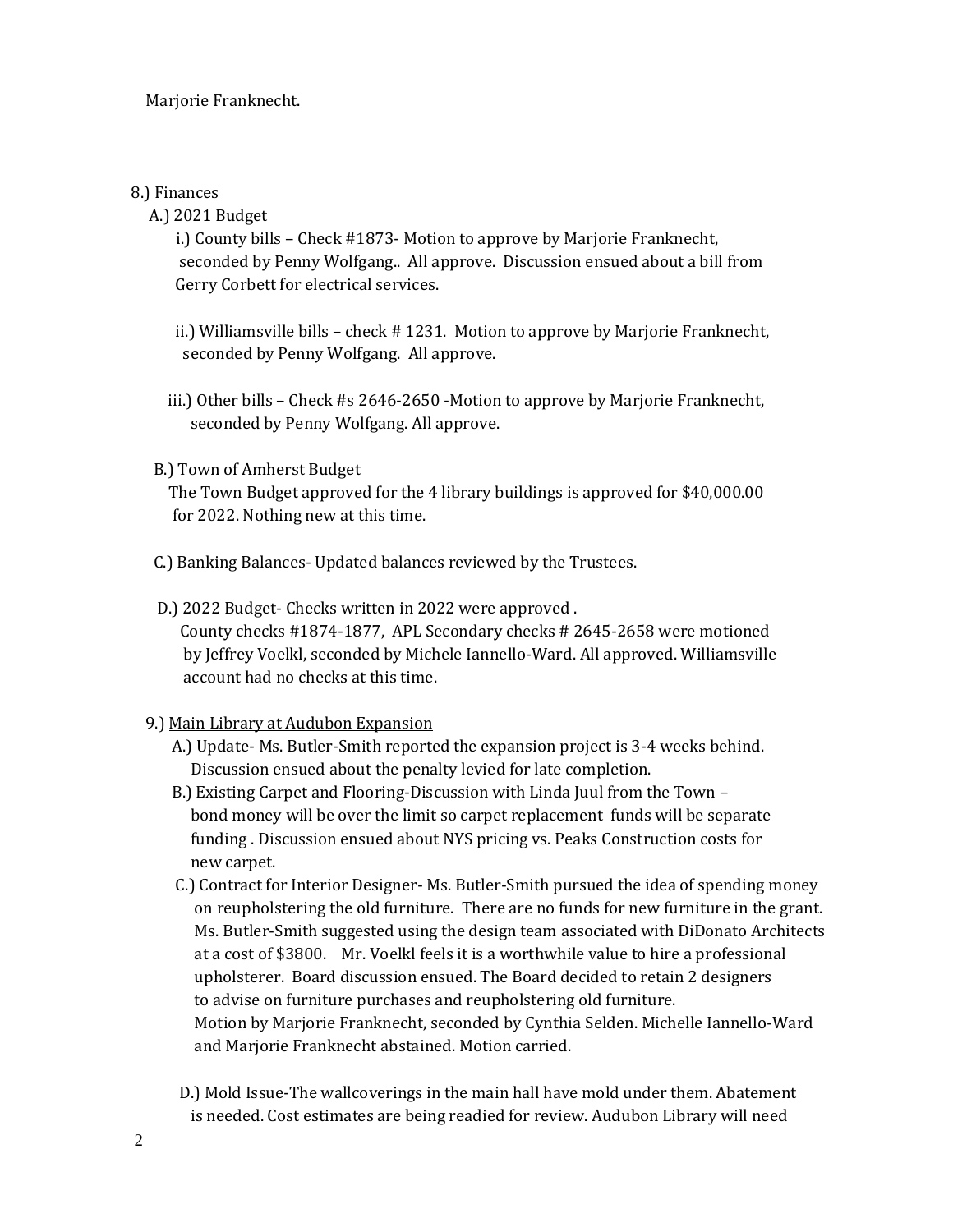Marjorie Franknecht.

8.) <u>Finances</u>

A.) 2021 Budget

i.) County bills – Check #1873- Motion to approve by Marjorie Franknecht, seconded by Penny Wolfgang.. All approve. Discussion ensued about a bill from Gerry Corbett for electrical services.

ii.) Williamsville bills – check # 1231. Motion to approve by Marjorie Franknecht, seconded by Penny Wolfgang. All approve.

iii.) Other bills – Check #s 2646-2650 -Motion to approve by Marjorie Franknecht, seconded by Penny Wolfgang. All approve.

B.) Town of Amherst Budget

The Town Budget approved for the 4 library buildings is approved for $40,000.00 for 2022. Nothing new at this time.

C.) Banking Balances- Updated balances reviewed by the Trustees.

D.) 2022 Budget- Checks written in 2022 were approved .

County checks #1874-1877, APL Secondary checks # 2645-2658 were motioned by Jeffrey Voelkl, seconded by Michele Iannello-Ward. All approved. Williamsville account had no checks at this time.

9.) <u>Main Library at Audubon Expansion</u>

A.) Update- Ms. Butler-Smith reported the expansion project is 3-4 weeks behind. Discussion ensued about the penalty levied for late completion.

B.) Existing Carpet and Flooring-Discussion with Linda Juul from the Town – bond money will be over the limit so carpet replacement funds will be separate funding . Discussion ensued about NYS pricing vs. Peaks Construction costs for new carpet.

C.) Contract for Interior Designer- Ms. Butler-Smith pursued the idea of spending money on reupholstering the old furniture. There are no funds for new furniture in the grant. Ms. Butler-Smith suggested using the design team associated with DiDonato Architects at a cost of $3800. Mr. Voelkl feels it is a worthwhile value to hire a professional upholsterer. Board discussion ensued. The Board decided to retain 2 designers to advise on furniture purchases and reupholstering old furniture.
Motion by Marjorie Franknecht, seconded by Cynthia Selden. Michelle Iannello-Ward and Marjorie Franknecht abstained. Motion carried.

D.) Mold Issue-The wallcoverings in the main hall have mold under them. Abatement is needed. Cost estimates are being readied for review. Audubon Library will need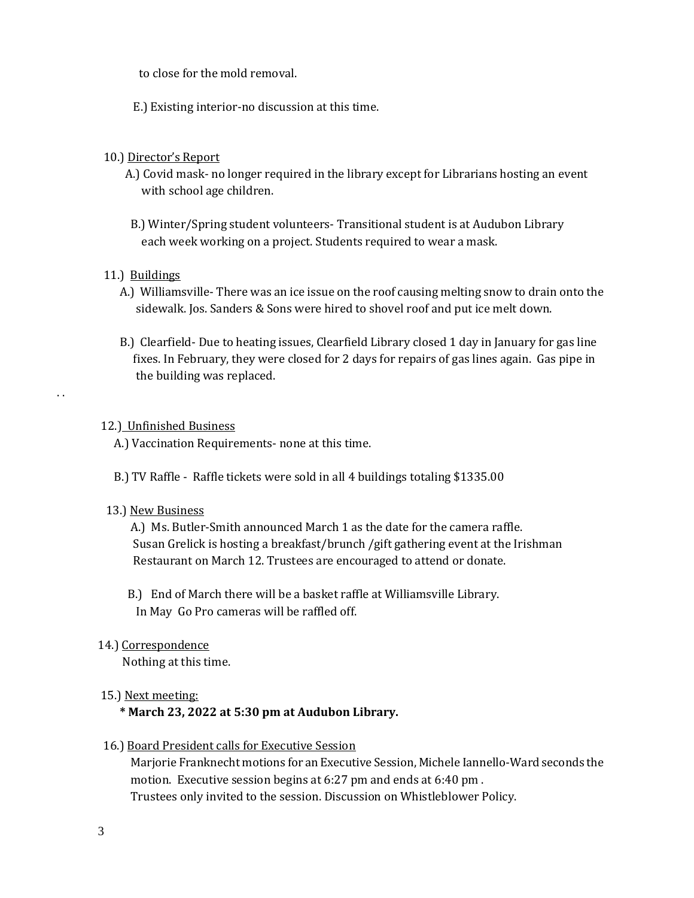to close for the mold removal.

E.) Existing interior-no discussion at this time.

10.) <u>Director's Report</u>

A.) Covid mask- no longer required in the library except for Librarians hosting an event with school age children.

B.) Winter/Spring student volunteers- Transitional student is at Audubon Library each week working on a project. Students required to wear a mask.

11.) <u>Buildings</u>

A.) Williamsville- There was an ice issue on the roof causing melting snow to drain onto the sidewalk. Jos. Sanders & Sons were hired to shovel roof and put ice melt down.

B.) Clearfield- Due to heating issues, Clearfield Library closed 1 day in January for gas line fixes. In February, they were closed for 2 days for repairs of gas lines again. Gas pipe in the building was replaced.

12.) <u>Unfinished Business</u>

A.) Vaccination Requirements- none at this time.

B.) TV Raffle - Raffle tickets were sold in all 4 buildings totaling $1335.00

13.) <u>New Business</u>

A.) Ms. Butler-Smith announced March 1 as the date for the camera raffle. Susan Grelick is hosting a breakfast/brunch /gift gathering event at the Irishman Restaurant on March 12. Trustees are encouraged to attend or donate.

B.) End of March there will be a basket raffle at Williamsville Library. In May Go Pro cameras will be raffled off.

14.) <u>Correspondence</u>

Nothing at this time.

15.) <u>Next meeting:</u>

**\* March 23, 2022 at 5:30 pm at Audubon Library.**

16.) <u>Board President calls for Executive Session</u>

Marjorie Franknecht motions for an Executive Session, Michele Iannello-Ward seconds the motion. Executive session begins at 6:27 pm and ends at 6:40 pm . Trustees only invited to the session. Discussion on Whistleblower Policy.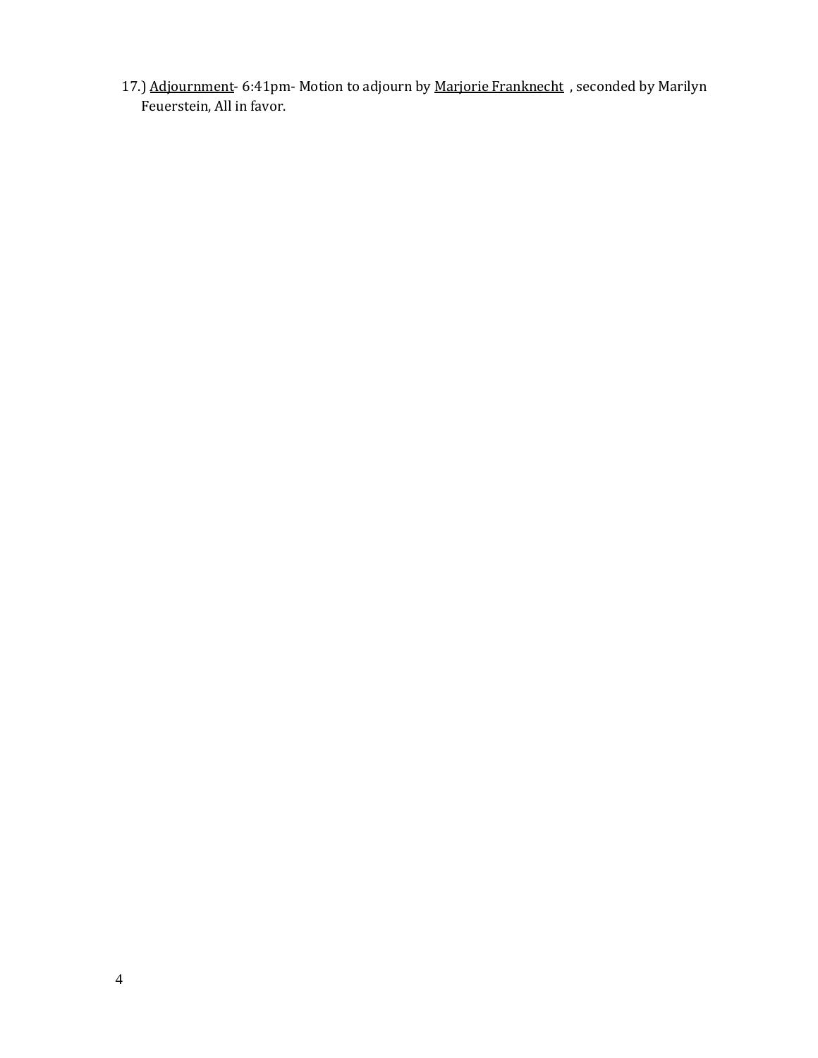17.) <u>Adjournment</u>- 6:41pm- Motion to adjourn by <u>Marjorie Franknecht</u> , seconded by Marilyn Feuerstein, All in favor.